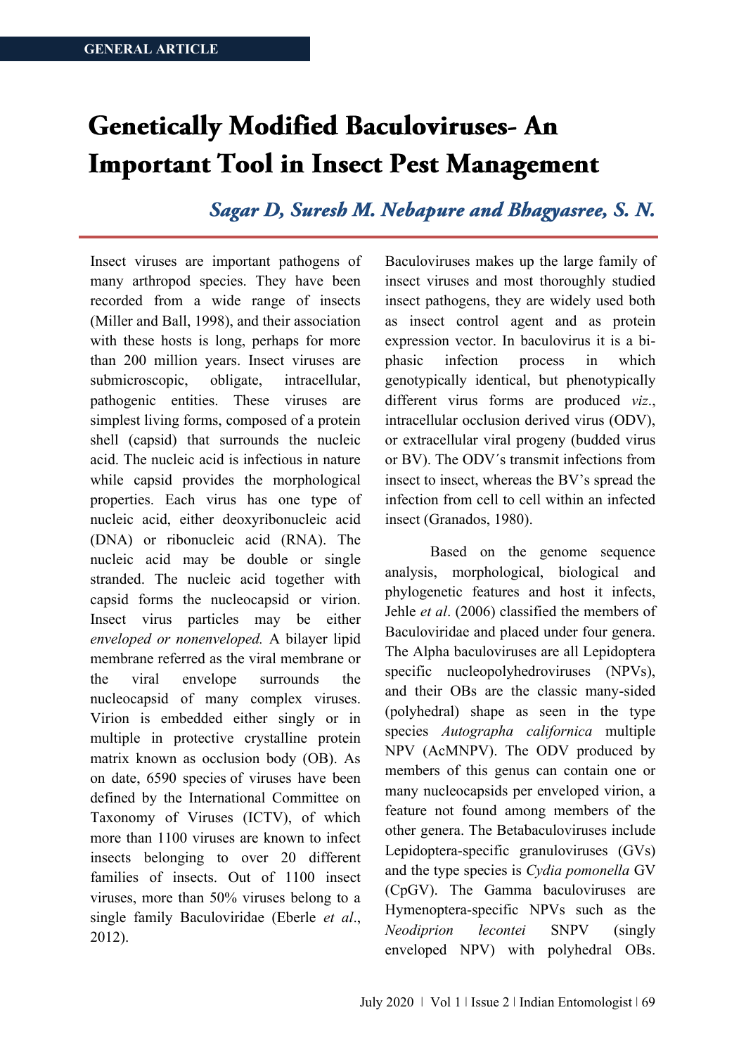GENERAL ARTICLE

# Genetically Modified Baculoviruses- An Important Tool in Insect Pest Management

***Sagar D, Suresh M. Nebapure and Bhagyasree, S. N.***

Insect viruses are important pathogens of many arthropod species. They have been recorded from a wide range of insects (Miller and Ball, 1998), and their association with these hosts is long, perhaps for more than 200 million years. Insect viruses are submicroscopic, obligate, intracellular, pathogenic entities. These viruses are simplest living forms, composed of a protein shell (capsid) that surrounds the nucleic acid. The nucleic acid is infectious in nature while capsid provides the morphological properties. Each virus has one type of nucleic acid, either deoxyribonucleic acid (DNA) or ribonucleic acid (RNA). The nucleic acid may be double or single stranded. The nucleic acid together with capsid forms the nucleocapsid or virion. Insect virus particles may be either *enveloped or nonenveloped.* A bilayer lipid membrane referred as the viral membrane or the viral envelope surrounds the nucleocapsid of many complex viruses. Virion is embedded either singly or in multiple in protective crystalline protein matrix known as occlusion body (OB). As on date, 6590 species of viruses have been defined by the International Committee on Taxonomy of Viruses (ICTV), of which more than 1100 viruses are known to infect insects belonging to over 20 different families of insects. Out of 1100 insect viruses, more than 50% viruses belong to a single family Baculoviridae (Eberle *et al*., 2012).

Baculoviruses makes up the large family of insect viruses and most thoroughly studied insect pathogens, they are widely used both as insect control agent and as protein expression vector. In baculovirus it is a bi-phasic infection process in which genotypically identical, but phenotypically different virus forms are produced *viz*., intracellular occlusion derived virus (ODV), or extracellular viral progeny (budded virus or BV). The ODV´s transmit infections from insect to insect, whereas the BV's spread the infection from cell to cell within an infected insect (Granados, 1980).

Based on the genome sequence analysis, morphological, biological and phylogenetic features and host it infects, Jehle *et al*. (2006) classified the members of Baculoviridae and placed under four genera. The Alpha baculoviruses are all Lepidoptera specific nucleopolyhedroviruses (NPVs), and their OBs are the classic many-sided (polyhedral) shape as seen in the type species *Autographa californica* multiple NPV (AcMNPV). The ODV produced by members of this genus can contain one or many nucleocapsids per enveloped virion, a feature not found among members of the other genera. The Betabaculoviruses include Lepidoptera-specific granuloviruses (GVs) and the type species is *Cydia pomonella* GV (CpGV). The Gamma baculoviruses are Hymenoptera-specific NPVs such as the *Neodiprion lecontei* SNPV (singly enveloped NPV) with polyhedral OBs.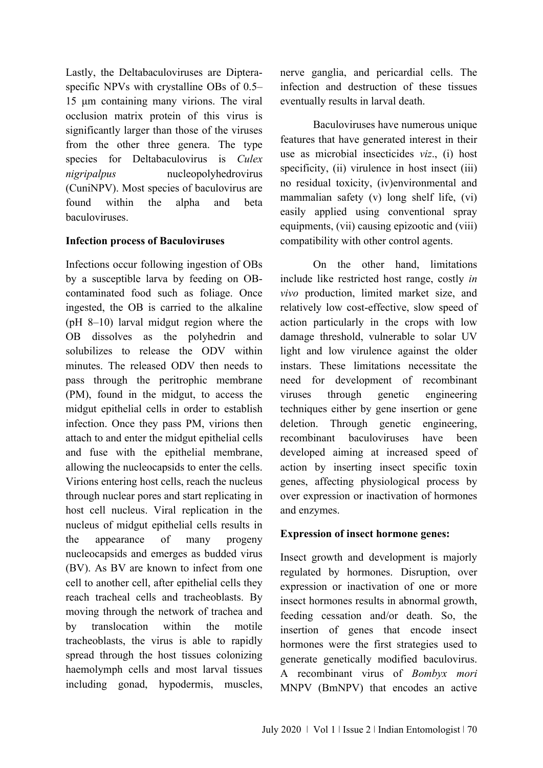Lastly, the Deltabaculoviruses are Diptera-specific NPVs with crystalline OBs of 0.5–15 μm containing many virions. The viral occlusion matrix protein of this virus is significantly larger than those of the viruses from the other three genera. The type species for Deltabaculovirus is *Culex nigripalpus* nucleopolyhedrovirus (CuniNPV). Most species of baculovirus are found within the alpha and beta baculoviruses.

**Infection process of Baculoviruses**

Infections occur following ingestion of OBs by a susceptible larva by feeding on OB-contaminated food such as foliage. Once ingested, the OB is carried to the alkaline (pH 8–10) larval midgut region where the OB dissolves as the polyhedrin and solubilizes to release the ODV within minutes. The released ODV then needs to pass through the peritrophic membrane (PM), found in the midgut, to access the midgut epithelial cells in order to establish infection. Once they pass PM, virions then attach to and enter the midgut epithelial cells and fuse with the epithelial membrane, allowing the nucleocapsids to enter the cells. Virions entering host cells, reach the nucleus through nuclear pores and start replicating in host cell nucleus. Viral replication in the nucleus of midgut epithelial cells results in the appearance of many progeny nucleocapsids and emerges as budded virus (BV). As BV are known to infect from one cell to another cell, after epithelial cells they reach tracheal cells and tracheoblasts. By moving through the network of trachea and by translocation within the motile tracheoblasts, the virus is able to rapidly spread through the host tissues colonizing haemolymph cells and most larval tissues including gonad, hypodermis, muscles, nerve ganglia, and pericardial cells. The infection and destruction of these tissues eventually results in larval death.

Baculoviruses have numerous unique features that have generated interest in their use as microbial insecticides *viz*., (i) host specificity, (ii) virulence in host insect (iii) no residual toxicity, (iv)environmental and mammalian safety (v) long shelf life, (vi) easily applied using conventional spray equipments, (vii) causing epizootic and (viii) compatibility with other control agents.

On the other hand, limitations include like restricted host range, costly *in vivo* production, limited market size, and relatively low cost-effective, slow speed of action particularly in the crops with low damage threshold, vulnerable to solar UV light and low virulence against the older instars. These limitations necessitate the need for development of recombinant viruses through genetic engineering techniques either by gene insertion or gene deletion. Through genetic engineering, recombinant baculoviruses have been developed aiming at increased speed of action by inserting insect specific toxin genes, affecting physiological process by over expression or inactivation of hormones and enzymes.

**Expression of insect hormone genes:**

Insect growth and development is majorly regulated by hormones. Disruption, over expression or inactivation of one or more insect hormones results in abnormal growth, feeding cessation and/or death. So, the insertion of genes that encode insect hormones were the first strategies used to generate genetically modified baculovirus. A recombinant virus of *Bombyx mori* MNPV (BmNPV) that encodes an active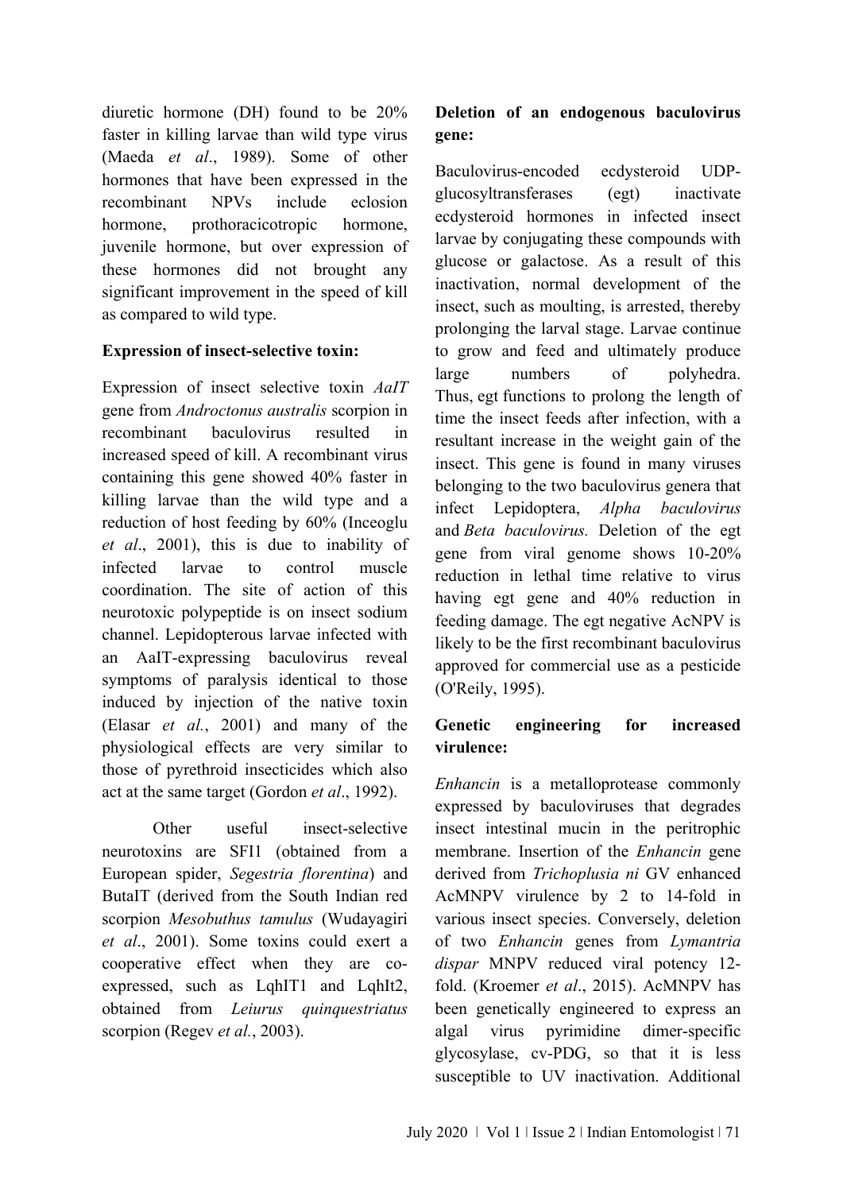diuretic hormone (DH) found to be 20% faster in killing larvae than wild type virus (Maeda *et al*., 1989). Some of other hormones that have been expressed in the recombinant NPVs include eclosion hormone, prothoracicotropic hormone, juvenile hormone, but over expression of these hormones did not brought any significant improvement in the speed of kill as compared to wild type.

**Expression of insect-selective toxin:**

Expression of insect selective toxin *AaIT* gene from *Androctonus australis* scorpion in recombinant baculovirus resulted in increased speed of kill. A recombinant virus containing this gene showed 40% faster in killing larvae than the wild type and a reduction of host feeding by 60% (Inceoglu *et al*., 2001), this is due to inability of infected larvae to control muscle coordination. The site of action of this neurotoxic polypeptide is on insect sodium channel. Lepidopterous larvae infected with an AaIT-expressing baculovirus reveal symptoms of paralysis identical to those induced by injection of the native toxin (Elasar *et al.*, 2001) and many of the physiological effects are very similar to those of pyrethroid insecticides which also act at the same target (Gordon *et al*., 1992).

Other useful insect-selective neurotoxins are SFI1 (obtained from a European spider, *Segestria florentina*) and ButaIT (derived from the South Indian red scorpion *Mesobuthus tamulus* (Wudayagiri *et al*., 2001). Some toxins could exert a cooperative effect when they are co-expressed, such as LqhIT1 and LqhIt2, obtained from *Leiurus quinquestriatus* scorpion (Regev *et al.*, 2003).

**Deletion of an endogenous baculovirus gene:**

Baculovirus-encoded ecdysteroid UDP-glucosyltransferases (egt) inactivate ecdysteroid hormones in infected insect larvae by conjugating these compounds with glucose or galactose. As a result of this inactivation, normal development of the insect, such as moulting, is arrested, thereby prolonging the larval stage. Larvae continue to grow and feed and ultimately produce large numbers of polyhedra. Thus, egt functions to prolong the length of time the insect feeds after infection, with a resultant increase in the weight gain of the insect. This gene is found in many viruses belonging to the two baculovirus genera that infect Lepidoptera, *Alpha baculovirus* and *Beta baculovirus.* Deletion of the egt gene from viral genome shows 10-20% reduction in lethal time relative to virus having egt gene and 40% reduction in feeding damage. The egt negative AcNPV is likely to be the first recombinant baculovirus approved for commercial use as a pesticide (O'Reily, 1995).

**Genetic engineering for increased virulence:**

*Enhancin* is a metalloprotease commonly expressed by baculoviruses that degrades insect intestinal mucin in the peritrophic membrane. Insertion of the *Enhancin* gene derived from *Trichoplusia ni* GV enhanced AcMNPV virulence by 2 to 14-fold in various insect species. Conversely, deletion of two *Enhancin* genes from *Lymantria dispar* MNPV reduced viral potency 12-fold. (Kroemer *et al*., 2015). AcMNPV has been genetically engineered to express an algal virus pyrimidine dimer-specific glycosylase, cv-PDG, so that it is less susceptible to UV inactivation. Additional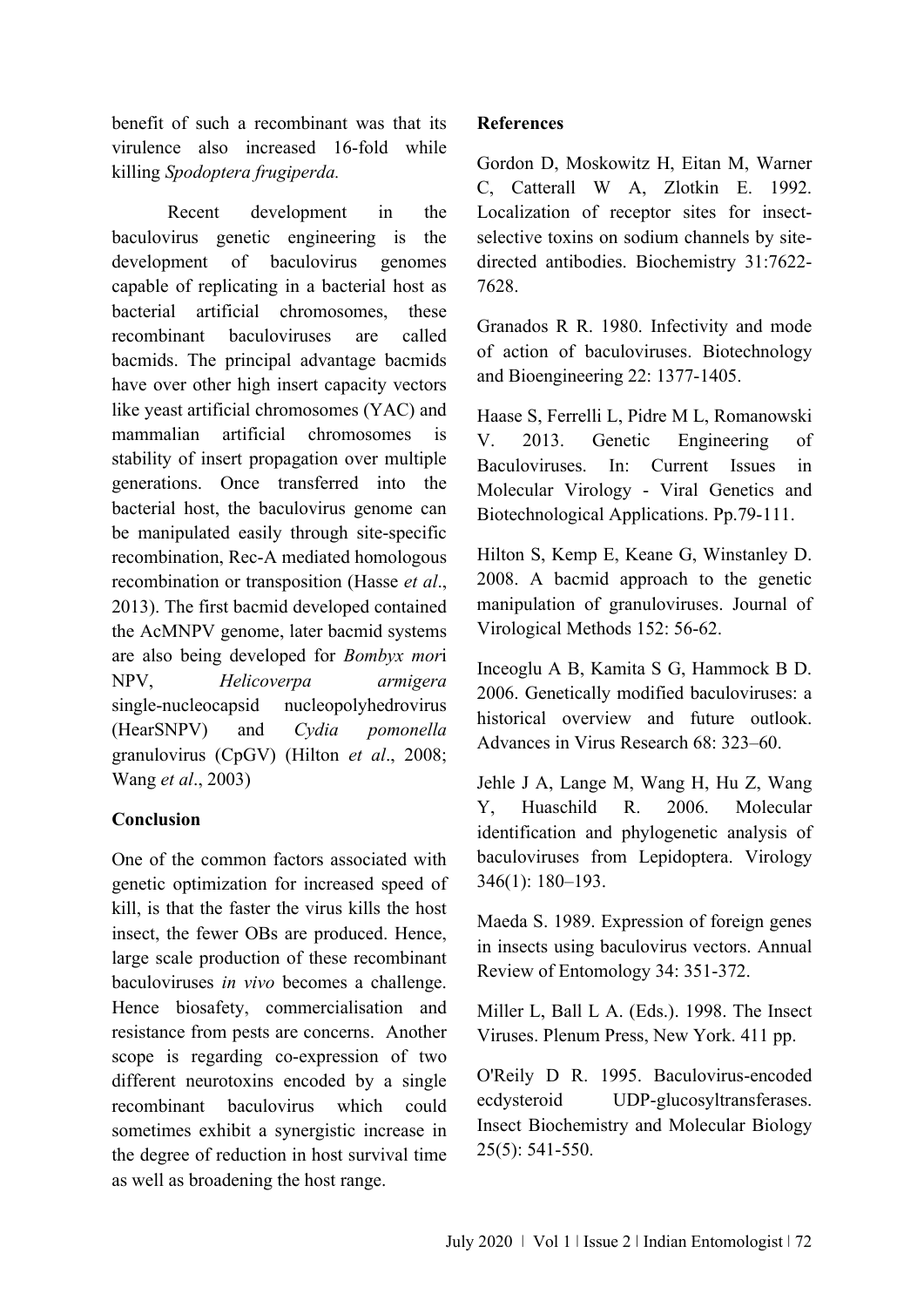benefit of such a recombinant was that its virulence also increased 16-fold while killing *Spodoptera frugiperda.*

Recent development in the baculovirus genetic engineering is the development of baculovirus genomes capable of replicating in a bacterial host as bacterial artificial chromosomes, these recombinant baculoviruses are called bacmids. The principal advantage bacmids have over other high insert capacity vectors like yeast artificial chromosomes (YAC) and mammalian artificial chromosomes is stability of insert propagation over multiple generations. Once transferred into the bacterial host, the baculovirus genome can be manipulated easily through site-specific recombination, Rec-A mediated homologous recombination or transposition (Hasse *et al*., 2013). The first bacmid developed contained the AcMNPV genome, later bacmid systems are also being developed for *Bombyx mor*i NPV, *Helicoverpa armigera* single-nucleocapsid nucleopolyhedrovirus (HearSNPV) and *Cydia pomonella* granulovirus (CpGV) (Hilton *et al*., 2008; Wang *et al*., 2003)

## Conclusion

One of the common factors associated with genetic optimization for increased speed of kill, is that the faster the virus kills the host insect, the fewer OBs are produced. Hence, large scale production of these recombinant baculoviruses *in vivo* becomes a challenge. Hence biosafety, commercialisation and resistance from pests are concerns. Another scope is regarding co-expression of two different neurotoxins encoded by a single recombinant baculovirus which could sometimes exhibit a synergistic increase in the degree of reduction in host survival time as well as broadening the host range.

## References

Gordon D, Moskowitz H, Eitan M, Warner C, Catterall W A, Zlotkin E. 1992. Localization of receptor sites for insect-selective toxins on sodium channels by site-directed antibodies. Biochemistry 31:7622-7628.

Granados R R. 1980. Infectivity and mode of action of baculoviruses. Biotechnology and Bioengineering 22: 1377-1405.

Haase S, Ferrelli L, Pidre M L, Romanowski V. 2013. Genetic Engineering of Baculoviruses. In: Current Issues in Molecular Virology - Viral Genetics and Biotechnological Applications. Pp.79-111.

Hilton S, Kemp E, Keane G, Winstanley D. 2008. A bacmid approach to the genetic manipulation of granuloviruses. Journal of Virological Methods 152: 56-62.

Inceoglu A B, Kamita S G, Hammock B D. 2006. Genetically modified baculoviruses: a historical overview and future outlook. Advances in Virus Research 68: 323–60.

Jehle J A, Lange M, Wang H, Hu Z, Wang Y, Huaschild R. 2006. Molecular identification and phylogenetic analysis of baculoviruses from Lepidoptera. Virology 346(1): 180–193.

Maeda S. 1989. Expression of foreign genes in insects using baculovirus vectors. Annual Review of Entomology 34: 351-372.

Miller L, Ball L A. (Eds.). 1998. The Insect Viruses. Plenum Press, New York. 411 pp.

O'Reily D R. 1995. Baculovirus-encoded ecdysteroid UDP-glucosyltransferases. Insect Biochemistry and Molecular Biology 25(5): 541-550.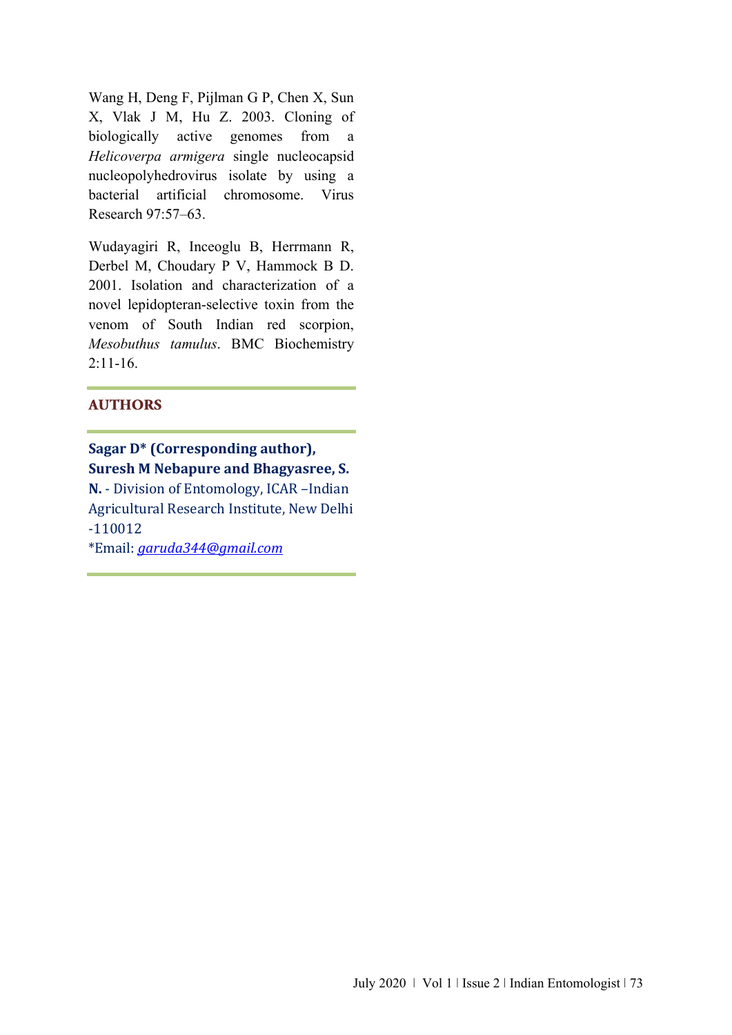Wang H, Deng F, Pijlman G P, Chen X, Sun X, Vlak J M, Hu Z. 2003. Cloning of biologically active genomes from a *Helicoverpa armigera* single nucleocapsid nucleopolyhedrovirus isolate by using a bacterial artificial chromosome. Virus Research 97:57–63.

Wudayagiri R, Inceoglu B, Herrmann R, Derbel M, Choudary P V, Hammock B D. 2001. Isolation and characterization of a novel lepidopteran-selective toxin from the venom of South Indian red scorpion, *Mesobuthus tamulus*. BMC Biochemistry 2:11-16.

## AUTHORS

**Sagar D* (Corresponding author), Suresh M Nebapure and Bhagyasree, S. N.** - Division of Entomology, ICAR –Indian Agricultural Research Institute, New Delhi -110012
*Email: *garuda344@gmail.com*